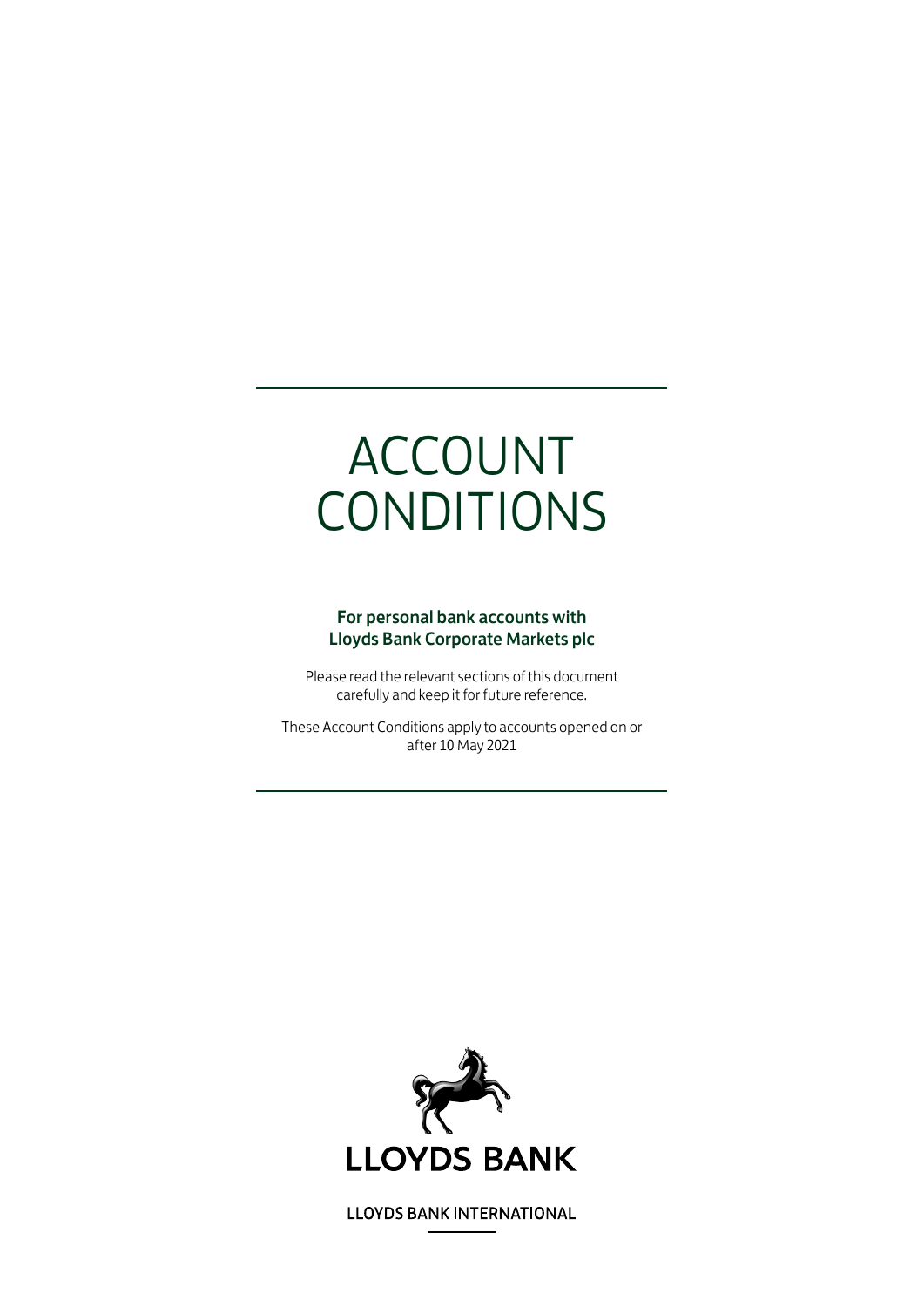# ACCOUNT CONDITIONS

**For personal bank accounts with Lloyds Bank Corporate Markets plc**

Please read the relevant sections of this document carefully and keep it for future reference.

These Account Conditions apply to accounts opened on or after 10 May 2021

LLOYDS BANK

LLOYDS BANK INTERNATIONAL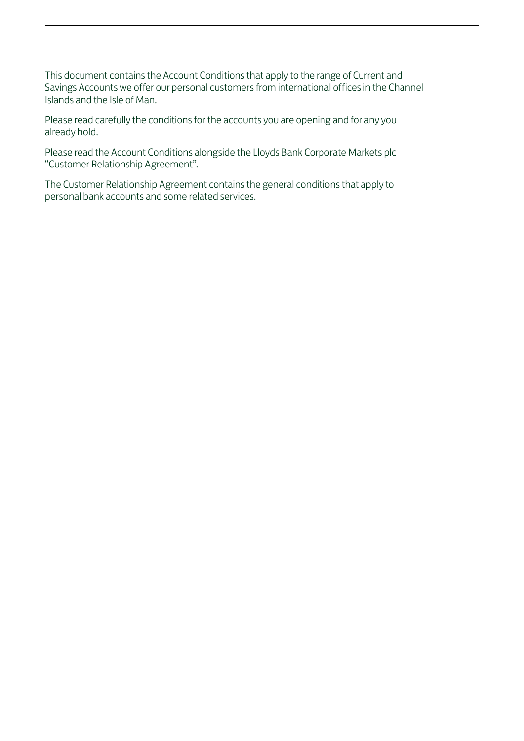This document contains the Account Conditions that apply to the range of Current and Savings Accounts we offer our personal customers from international offices in the Channel Islands and the Isle of Man.

Please read carefully the conditions for the accounts you are opening and for any you already hold.

Please read the Account Conditions alongside the Lloyds Bank Corporate Markets plc "Customer Relationship Agreement".

The Customer Relationship Agreement contains the general conditions that apply to personal bank accounts and some related services.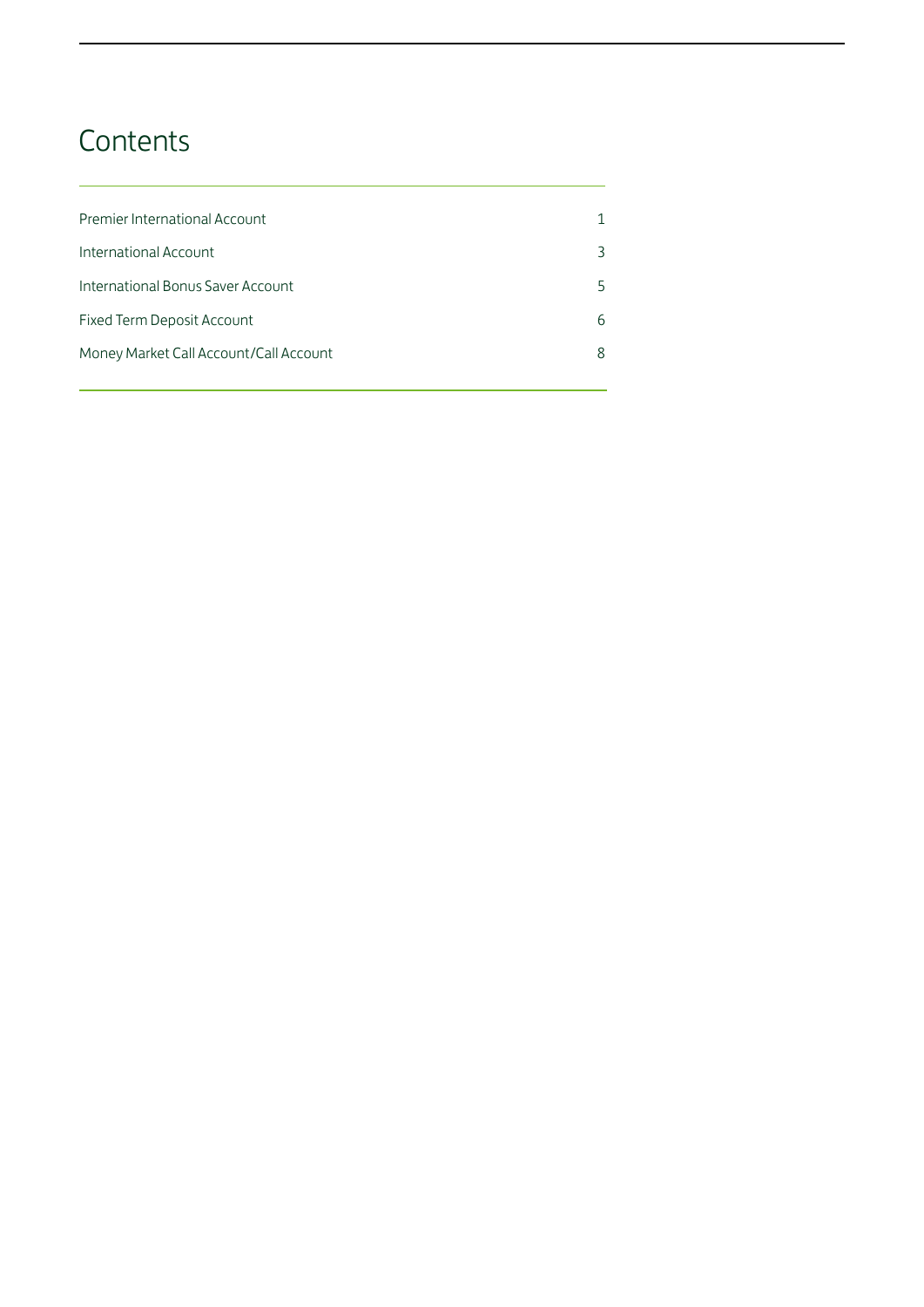# Contents

| | |
|---|---|
| Premier International Account | 1 |
| International Account | 3 |
| International Bonus Saver Account | 5 |
| Fixed Term Deposit Account | 6 |
| Money Market Call Account/Call Account | 8 |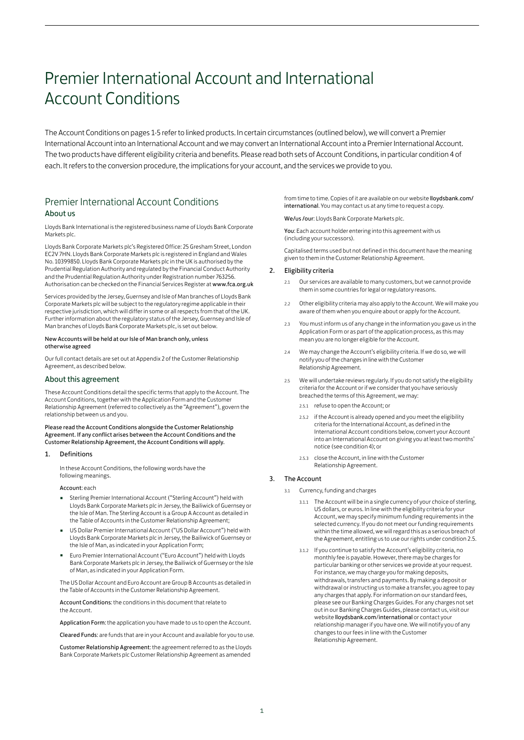# Premier International Account and International Account Conditions

The Account Conditions on pages 1-5 refer to linked products. In certain circumstances (outlined below), we will convert a Premier International Account into an International Account and we may convert an International Account into a Premier International Account. The two products have different eligibility criteria and benefits. Please read both sets of Account Conditions, in particular condition 4 of each. It refers to the conversion procedure, the implications for your account, and the services we provide to you.

## Premier International Account Conditions

### About us

Lloyds Bank International is the registered business name of Lloyds Bank Corporate Markets plc.

Lloyds Bank Corporate Markets plc's Registered Office: 25 Gresham Street, London EC2V 7HN. Lloyds Bank Corporate Markets plc is registered in England and Wales No. 10399850. Lloyds Bank Corporate Markets plc in the UK is authorised by the Prudential Regulation Authority and regulated by the Financial Conduct Authority and the Prudential Regulation Authority under Registration number 763256. Authorisation can be checked on the Financial Services Register at www.fca.org.uk

Services provided by the Jersey, Guernsey and Isle of Man branches of Lloyds Bank Corporate Markets plc will be subject to the regulatory regime applicable in their respective jurisdiction, which will differ in some or all respects from that of the UK. Further information about the regulatory status of the Jersey, Guernsey and Isle of Man branches of Lloyds Bank Corporate Markets plc, is set out below.

**New Accounts will be held at our Isle of Man branch only, unless otherwise agreed**

Our full contact details are set out at Appendix 2 of the Customer Relationship Agreement, as described below.

### About this agreement

These Account Conditions detail the specific terms that apply to the Account. The Account Conditions, together with the Application Form and the Customer Relationship Agreement (referred to collectively as the "Agreement"), govern the relationship between us and you.

**Please read the Account Conditions alongside the Customer Relationship Agreement. If any conflict arises between the Account Conditions and the Customer Relationship Agreement, the Account Conditions will apply.**

**1. Definitions**

In these Account Conditions, the following words have the following meanings.

**Account**: each

- Sterling Premier International Account ("Sterling Account") held with Lloyds Bank Corporate Markets plc in Jersey, the Bailiwick of Guernsey or the Isle of Man. The Sterling Account is a Group A Account as detailed in the Table of Accounts in the Customer Relationship Agreement;
- US Dollar Premier International Account ("US Dollar Account") held with Lloyds Bank Corporate Markets plc in Jersey, the Bailiwick of Guernsey or the Isle of Man, as indicated in your Application Form;
- Euro Premier International Account ("Euro Account") held with Lloyds Bank Corporate Markets plc in Jersey, the Bailiwick of Guernsey or the Isle of Man, as indicated in your Application Form.

The US Dollar Account and Euro Account are Group B Accounts as detailed in the Table of Accounts in the Customer Relationship Agreement.

**Account Conditions**: the conditions in this document that relate to the Account.

**Application Form**: the application you have made to us to open the Account.

**Cleared Funds**: are funds that are in your Account and available for you to use.

**Customer Relationship Agreement**: the agreement referred to as the Lloyds Bank Corporate Markets plc Customer Relationship Agreement as amended from time to time. Copies of it are available on our website lloydsbank.com/international. You may contact us at any time to request a copy.

**We/us /our**: Lloyds Bank Corporate Markets plc.

**You**: Each account holder entering into this agreement with us (including your successors).

Capitalised terms used but not defined in this document have the meaning given to them in the Customer Relationship Agreement.

**2. Eligibility criteria**

2.1 Our services are available to many customers, but we cannot provide them in some countries for legal or regulatory reasons.

2.2 Other eligibility criteria may also apply to the Account. We will make you aware of them when you enquire about or apply for the Account.

2.3 You must inform us of any change in the information you gave us in the Application Form or as part of the application process, as this may mean you are no longer eligible for the Account.

2.4 We may change the Account's eligibility criteria. If we do so, we will notify you of the changes in line with the Customer Relationship Agreement.

2.5 We will undertake reviews regularly. If you do not satisfy the eligibility criteria for the Account or if we consider that you have seriously breached the terms of this Agreement, we may:

2.5.1 refuse to open the Account; or

2.5.2 if the Account is already opened and you meet the eligibility criteria for the International Account, as defined in the International Account conditions below, convert your Account into an International Account on giving you at least two months' notice (see condition 4); or

2.5.3 close the Account, in line with the Customer Relationship Agreement.

**3. The Account**

3.1 Currency, funding and charges

3.1.1 The Account will be in a single currency of your choice of sterling, US dollars, or euros. In line with the eligibility criteria for your Account, we may specify minimum funding requirements in the selected currency. If you do not meet our funding requirements within the time allowed, we will regard this as a serious breach of the Agreement, entitling us to use our rights under condition 2.5.

3.1.2 If you continue to satisfy the Account's eligibility criteria, no monthly fee is payable. However, there may be charges for particular banking or other services we provide at your request. For instance, we may charge you for making deposits, withdrawals, transfers and payments. By making a deposit or withdrawal or instructing us to make a transfer, you agree to pay any charges that apply. For information on our standard fees, please see our Banking Charges Guides. For any charges not set out in our Banking Charges Guides, please contact us, visit our website lloydsbank.com/international or contact your relationship manager if you have one. We will notify you of any changes to our fees in line with the Customer Relationship Agreement.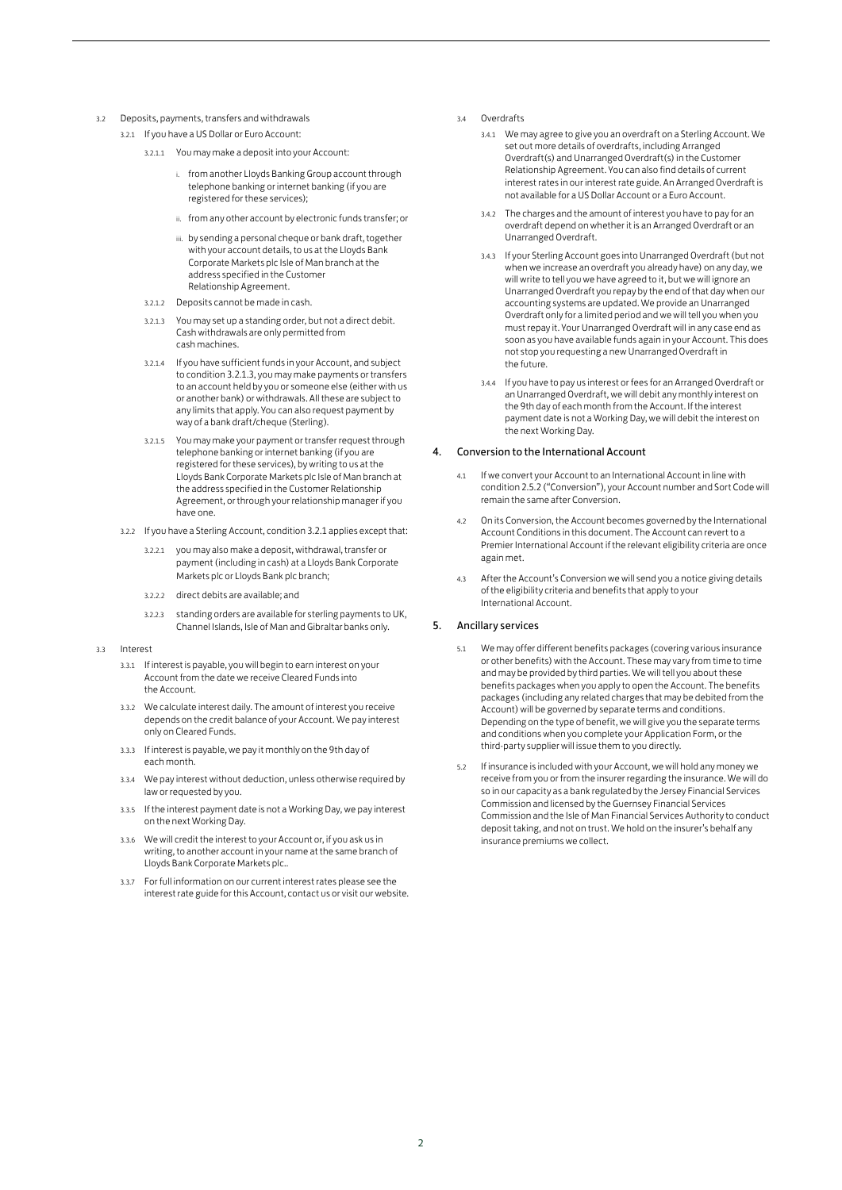3.2 Deposits, payments, transfers and withdrawals

3.2.1 If you have a US Dollar or Euro Account:

3.2.1.1 You may make a deposit into your Account:

i. from another Lloyds Banking Group account through telephone banking or internet banking (if you are registered for these services);

ii. from any other account by electronic funds transfer; or

iii. by sending a personal cheque or bank draft, together with your account details, to us at the Lloyds Bank Corporate Markets plc Isle of Man branch at the address specified in the Customer Relationship Agreement.

3.2.1.2 Deposits cannot be made in cash.

3.2.1.3 You may set up a standing order, but not a direct debit. Cash withdrawals are only permitted from cash machines.

3.2.1.4 If you have sufficient funds in your Account, and subject to condition 3.2.1.3, you may make payments or transfers to an account held by you or someone else (either with us or another bank) or withdrawals. All these are subject to any limits that apply. You can also request payment by way of a bank draft/cheque (Sterling).

3.2.1.5 You may make your payment or transfer request through telephone banking or internet banking (if you are registered for these services), by writing to us at the Lloyds Bank Corporate Markets plc Isle of Man branch at the address specified in the Customer Relationship Agreement, or through your relationship manager if you have one.

3.2.2 If you have a Sterling Account, condition 3.2.1 applies except that:

3.2.2.1 you may also make a deposit, withdrawal, transfer or payment (including in cash) at a Lloyds Bank Corporate Markets plc or Lloyds Bank plc branch;

3.2.2.2 direct debits are available; and

3.2.2.3 standing orders are available for sterling payments to UK, Channel Islands, Isle of Man and Gibraltar banks only.

3.3 Interest

3.3.1 If interest is payable, you will begin to earn interest on your Account from the date we receive Cleared Funds into the Account.

3.3.2 We calculate interest daily. The amount of interest you receive depends on the credit balance of your Account. We pay interest only on Cleared Funds.

3.3.3 If interest is payable, we pay it monthly on the 9th day of each month.

3.3.4 We pay interest without deduction, unless otherwise required by law or requested by you.

3.3.5 If the interest payment date is not a Working Day, we pay interest on the next Working Day.

3.3.6 We will credit the interest to your Account or, if you ask us in writing, to another account in your name at the same branch of Lloyds Bank Corporate Markets plc..

3.3.7 For full information on our current interest rates please see the interest rate guide for this Account, contact us or visit our website.

3.4 Overdrafts

3.4.1 We may agree to give you an overdraft on a Sterling Account. We set out more details of overdrafts, including Arranged Overdraft(s) and Unarranged Overdraft(s) in the Customer Relationship Agreement. You can also find details of current interest rates in our interest rate guide. An Arranged Overdraft is not available for a US Dollar Account or a Euro Account.

3.4.2 The charges and the amount of interest you have to pay for an overdraft depend on whether it is an Arranged Overdraft or an Unarranged Overdraft.

3.4.3 If your Sterling Account goes into Unarranged Overdraft (but not when we increase an overdraft you already have) on any day, we will write to tell you we have agreed to it, but we will ignore an Unarranged Overdraft you repay by the end of that day when our accounting systems are updated. We provide an Unarranged Overdraft only for a limited period and we will tell you when you must repay it. Your Unarranged Overdraft will in any case end as soon as you have available funds again in your Account. This does not stop you requesting a new Unarranged Overdraft in the future.

3.4.4 If you have to pay us interest or fees for an Arranged Overdraft or an Unarranged Overdraft, we will debit any monthly interest on the 9th day of each month from the Account. If the interest payment date is not a Working Day, we will debit the interest on the next Working Day.

## 4. Conversion to the International Account

4.1 If we convert your Account to an International Account in line with condition 2.5.2 ("Conversion"), your Account number and Sort Code will remain the same after Conversion.

4.2 On its Conversion, the Account becomes governed by the International Account Conditions in this document. The Account can revert to a Premier International Account if the relevant eligibility criteria are once again met.

4.3 After the Account's Conversion we will send you a notice giving details of the eligibility criteria and benefits that apply to your International Account.

## 5. Ancillary services

5.1 We may offer different benefits packages (covering various insurance or other benefits) with the Account. These may vary from time to time and may be provided by third parties. We will tell you about these benefits packages when you apply to open the Account. The benefits packages (including any related charges that may be debited from the Account) will be governed by separate terms and conditions. Depending on the type of benefit, we will give you the separate terms and conditions when you complete your Application Form, or the third-party supplier will issue them to you directly.

5.2 If insurance is included with your Account, we will hold any money we receive from you or from the insurer regarding the insurance. We will do so in our capacity as a bank regulated by the Jersey Financial Services Commission and licensed by the Guernsey Financial Services Commission and the Isle of Man Financial Services Authority to conduct deposit taking, and not on trust. We hold on the insurer's behalf any insurance premiums we collect.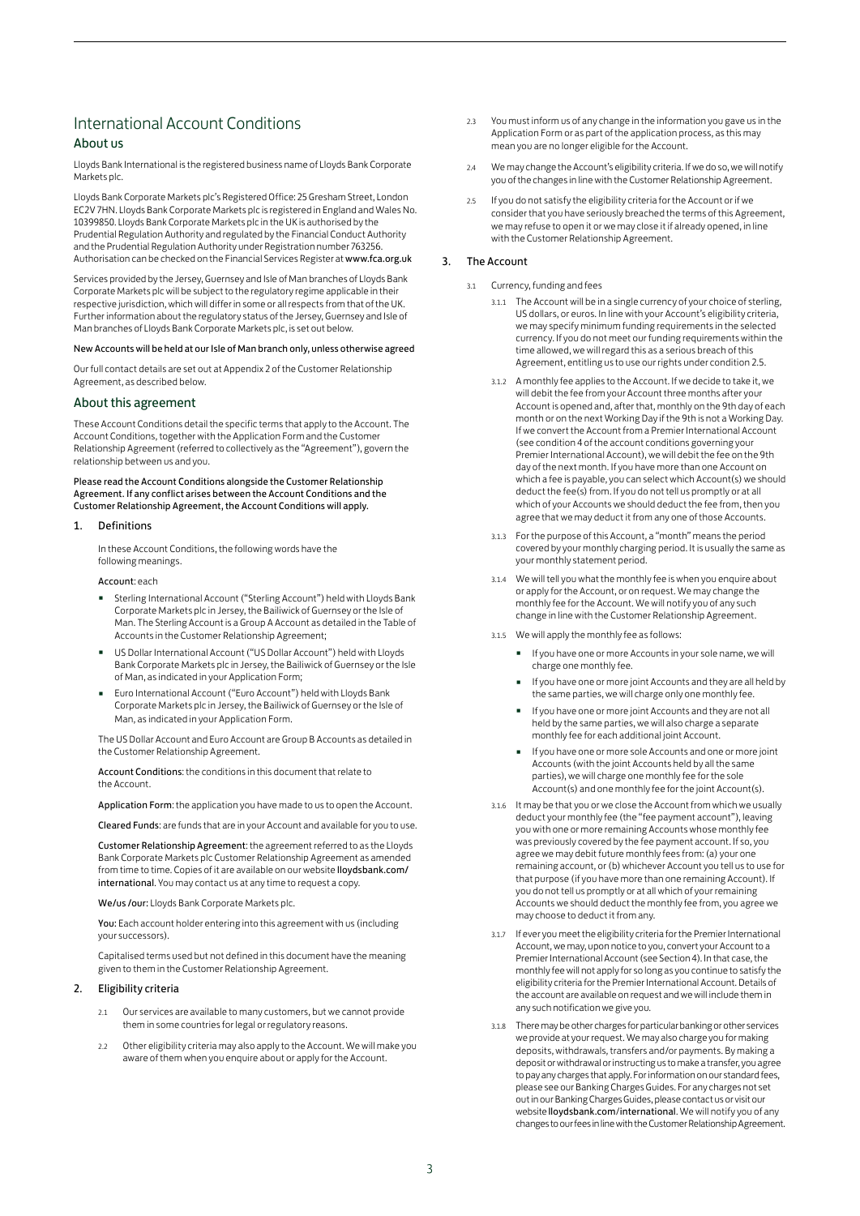# International Account Conditions

## About us

Lloyds Bank International is the registered business name of Lloyds Bank Corporate Markets plc.

Lloyds Bank Corporate Markets plc's Registered Office: 25 Gresham Street, London EC2V 7HN. Lloyds Bank Corporate Markets plc is registered in England and Wales No. 10399850. Lloyds Bank Corporate Markets plc in the UK is authorised by the Prudential Regulation Authority and regulated by the Financial Conduct Authority and the Prudential Regulation Authority under Registration number 763256. Authorisation can be checked on the Financial Services Register at **www.fca.org.uk**

Services provided by the Jersey, Guernsey and Isle of Man branches of Lloyds Bank Corporate Markets plc will be subject to the regulatory regime applicable in their respective jurisdiction, which will differ in some or all respects from that of the UK. Further information about the regulatory status of the Jersey, Guernsey and Isle of Man branches of Lloyds Bank Corporate Markets plc, is set out below.

**New Accounts will be held at our Isle of Man branch only, unless otherwise agreed**

Our full contact details are set out at Appendix 2 of the Customer Relationship Agreement, as described below.

## About this agreement

These Account Conditions detail the specific terms that apply to the Account. The Account Conditions, together with the Application Form and the Customer Relationship Agreement (referred to collectively as the "Agreement"), govern the relationship between us and you.

**Please read the Account Conditions alongside the Customer Relationship Agreement. If any conflict arises between the Account Conditions and the Customer Relationship Agreement, the Account Conditions will apply.**

### 1. Definitions

In these Account Conditions, the following words have the following meanings.

**Account**: each

- Sterling International Account ("Sterling Account") held with Lloyds Bank Corporate Markets plc in Jersey, the Bailiwick of Guernsey or the Isle of Man. The Sterling Account is a Group A Account as detailed in the Table of Accounts in the Customer Relationship Agreement;
- US Dollar International Account ("US Dollar Account") held with Lloyds Bank Corporate Markets plc in Jersey, the Bailiwick of Guernsey or the Isle of Man, as indicated in your Application Form;
- Euro International Account ("Euro Account") held with Lloyds Bank Corporate Markets plc in Jersey, the Bailiwick of Guernsey or the Isle of Man, as indicated in your Application Form.

The US Dollar Account and Euro Account are Group B Accounts as detailed in the Customer Relationship Agreement.

**Account Conditions**: the conditions in this document that relate to the Account.

**Application Form**: the application you have made to us to open the Account.

**Cleared Funds**: are funds that are in your Account and available for you to use.

**Customer Relationship Agreement**: the agreement referred to as the Lloyds Bank Corporate Markets plc Customer Relationship Agreement as amended from time to time. Copies of it are available on our website **lloydsbank.com/international**. You may contact us at any time to request a copy.

**We/us /our:** Lloyds Bank Corporate Markets plc.

**You:** Each account holder entering into this agreement with us (including your successors).

Capitalised terms used but not defined in this document have the meaning given to them in the Customer Relationship Agreement.

### 2. Eligibility criteria

2.1 Our services are available to many customers, but we cannot provide them in some countries for legal or regulatory reasons.

2.2 Other eligibility criteria may also apply to the Account. We will make you aware of them when you enquire about or apply for the Account.

2.3 You must inform us of any change in the information you gave us in the Application Form or as part of the application process, as this may mean you are no longer eligible for the Account.

2.4 We may change the Account's eligibility criteria. If we do so, we will notify you of the changes in line with the Customer Relationship Agreement.

2.5 If you do not satisfy the eligibility criteria for the Account or if we consider that you have seriously breached the terms of this Agreement, we may refuse to open it or we may close it if already opened, in line with the Customer Relationship Agreement.

### 3. The Account

3.1 Currency, funding and fees

3.1.1 The Account will be in a single currency of your choice of sterling, US dollars, or euros. In line with your Account's eligibility criteria, we may specify minimum funding requirements in the selected currency. If you do not meet our funding requirements within the time allowed, we will regard this as a serious breach of this Agreement, entitling us to use our rights under condition 2.5.

3.1.2 A monthly fee applies to the Account. If we decide to take it, we will debit the fee from your Account three months after your Account is opened and, after that, monthly on the 9th day of each month or on the next Working Day if the 9th is not a Working Day. If we convert the Account from a Premier International Account (see condition 4 of the account conditions governing your Premier International Account), we will debit the fee on the 9th day of the next month. If you have more than one Account on which a fee is payable, you can select which Account(s) we should deduct the fee(s) from. If you do not tell us promptly or at all which of your Accounts we should deduct the fee from, then you agree that we may deduct it from any one of those Accounts.

3.1.3 For the purpose of this Account, a "month" means the period covered by your monthly charging period. It is usually the same as your monthly statement period.

3.1.4 We will tell you what the monthly fee is when you enquire about or apply for the Account, or on request. We may change the monthly fee for the Account. We will notify you of any such change in line with the Customer Relationship Agreement.

3.1.5 We will apply the monthly fee as follows:

- If you have one or more Accounts in your sole name, we will charge one monthly fee.
- If you have one or more joint Accounts and they are all held by the same parties, we will charge only one monthly fee.
- If you have one or more joint Accounts and they are not all held by the same parties, we will also charge a separate monthly fee for each additional joint Account.
- If you have one or more sole Accounts and one or more joint Accounts (with the joint Accounts held by all the same parties), we will charge one monthly fee for the sole Account(s) and one monthly fee for the joint Account(s).

3.1.6 It may be that you or we close the Account from which we usually deduct your monthly fee (the "fee payment account"), leaving you with one or more remaining Accounts whose monthly fee was previously covered by the fee payment account. If so, you agree we may debit future monthly fees from: (a) your one remaining account, or (b) whichever Account you tell us to use for that purpose (if you have more than one remaining Account). If you do not tell us promptly or at all which of your remaining Accounts we should deduct the monthly fee from, you agree we may choose to deduct it from any.

3.1.7 If ever you meet the eligibility criteria for the Premier International Account, we may, upon notice to you, convert your Account to a Premier International Account (see Section 4). In that case, the monthly fee will not apply for so long as you continue to satisfy the eligibility criteria for the Premier International Account. Details of the account are available on request and we will include them in any such notification we give you.

3.1.8 There may be other charges for particular banking or other services we provide at your request. We may also charge you for making deposits, withdrawals, transfers and/or payments. By making a deposit or withdrawal or instructing us to make a transfer, you agree to pay any charges that apply. For information on our standard fees, please see our Banking Charges Guides. For any charges not set out in our Banking Charges Guides, please contact us or visit our website **lloydsbank.com/international**. We will notify you of any changes to our fees in line with the Customer Relationship Agreement.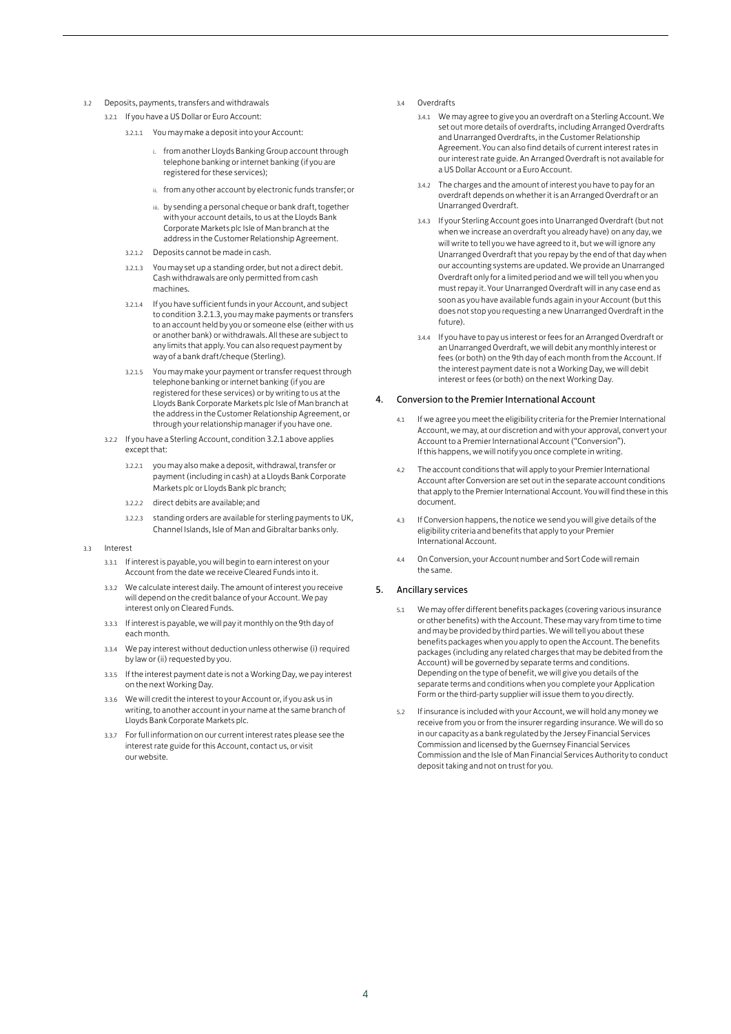3.2 Deposits, payments, transfers and withdrawals

3.2.1 If you have a US Dollar or Euro Account:

3.2.1.1 You may make a deposit into your Account:

i. from another Lloyds Banking Group account through telephone banking or internet banking (if you are registered for these services);

ii. from any other account by electronic funds transfer; or

iii. by sending a personal cheque or bank draft, together with your account details, to us at the Lloyds Bank Corporate Markets plc Isle of Man branch at the address in the Customer Relationship Agreement.

3.2.1.2 Deposits cannot be made in cash.

3.2.1.3 You may set up a standing order, but not a direct debit. Cash withdrawals are only permitted from cash machines.

3.2.1.4 If you have sufficient funds in your Account, and subject to condition 3.2.1.3, you may make payments or transfers to an account held by you or someone else (either with us or another bank) or withdrawals. All these are subject to any limits that apply. You can also request payment by way of a bank draft/cheque (Sterling).

3.2.1.5 You may make your payment or transfer request through telephone banking or internet banking (if you are registered for these services) or by writing to us at the Lloyds Bank Corporate Markets plc Isle of Man branch at the address in the Customer Relationship Agreement, or through your relationship manager if you have one.

3.2.2 If you have a Sterling Account, condition 3.2.1 above applies except that:

3.2.2.1 you may also make a deposit, withdrawal, transfer or payment (including in cash) at a Lloyds Bank Corporate Markets plc or Lloyds Bank plc branch;

3.2.2.2 direct debits are available; and

3.2.2.3 standing orders are available for sterling payments to UK, Channel Islands, Isle of Man and Gibraltar banks only.

3.3 Interest

3.3.1 If interest is payable, you will begin to earn interest on your Account from the date we receive Cleared Funds into it.

3.3.2 We calculate interest daily. The amount of interest you receive will depend on the credit balance of your Account. We pay interest only on Cleared Funds.

3.3.3 If interest is payable, we will pay it monthly on the 9th day of each month.

3.3.4 We pay interest without deduction unless otherwise (i) required by law or (ii) requested by you.

3.3.5 If the interest payment date is not a Working Day, we pay interest on the next Working Day.

3.3.6 We will credit the interest to your Account or, if you ask us in writing, to another account in your name at the same branch of Lloyds Bank Corporate Markets plc.

3.3.7 For full information on our current interest rates please see the interest rate guide for this Account, contact us, or visit our website.

3.4 Overdrafts

3.4.1 We may agree to give you an overdraft on a Sterling Account. We set out more details of overdrafts, including Arranged Overdrafts and Unarranged Overdrafts, in the Customer Relationship Agreement. You can also find details of current interest rates in our interest rate guide. An Arranged Overdraft is not available for a US Dollar Account or a Euro Account.

3.4.2 The charges and the amount of interest you have to pay for an overdraft depends on whether it is an Arranged Overdraft or an Unarranged Overdraft.

3.4.3 If your Sterling Account goes into Unarranged Overdraft (but not when we increase an overdraft you already have) on any day, we will write to tell you we have agreed to it, but we will ignore any Unarranged Overdraft that you repay by the end of that day when our accounting systems are updated. We provide an Unarranged Overdraft only for a limited period and we will tell you when you must repay it. Your Unarranged Overdraft will in any case end as soon as you have available funds again in your Account (but this does not stop you requesting a new Unarranged Overdraft in the future).

3.4.4 If you have to pay us interest or fees for an Arranged Overdraft or an Unarranged Overdraft, we will debit any monthly interest or fees (or both) on the 9th day of each month from the Account. If the interest payment date is not a Working Day, we will debit interest or fees (or both) on the next Working Day.

## 4. Conversion to the Premier International Account

4.1 If we agree you meet the eligibility criteria for the Premier International Account, we may, at our discretion and with your approval, convert your Account to a Premier International Account ("Conversion"). If this happens, we will notify you once complete in writing.

4.2 The account conditions that will apply to your Premier International Account after Conversion are set out in the separate account conditions that apply to the Premier International Account. You will find these in this document.

4.3 If Conversion happens, the notice we send you will give details of the eligibility criteria and benefits that apply to your Premier International Account.

4.4 On Conversion, your Account number and Sort Code will remain the same.

## 5. Ancillary services

5.1 We may offer different benefits packages (covering various insurance or other benefits) with the Account. These may vary from time to time and may be provided by third parties. We will tell you about these benefits packages when you apply to open the Account. The benefits packages (including any related charges that may be debited from the Account) will be governed by separate terms and conditions. Depending on the type of benefit, we will give you details of the separate terms and conditions when you complete your Application Form or the third-party supplier will issue them to you directly.

5.2 If insurance is included with your Account, we will hold any money we receive from you or from the insurer regarding insurance. We will do so in our capacity as a bank regulated by the Jersey Financial Services Commission and licensed by the Guernsey Financial Services Commission and the Isle of Man Financial Services Authority to conduct deposit taking and not on trust for you.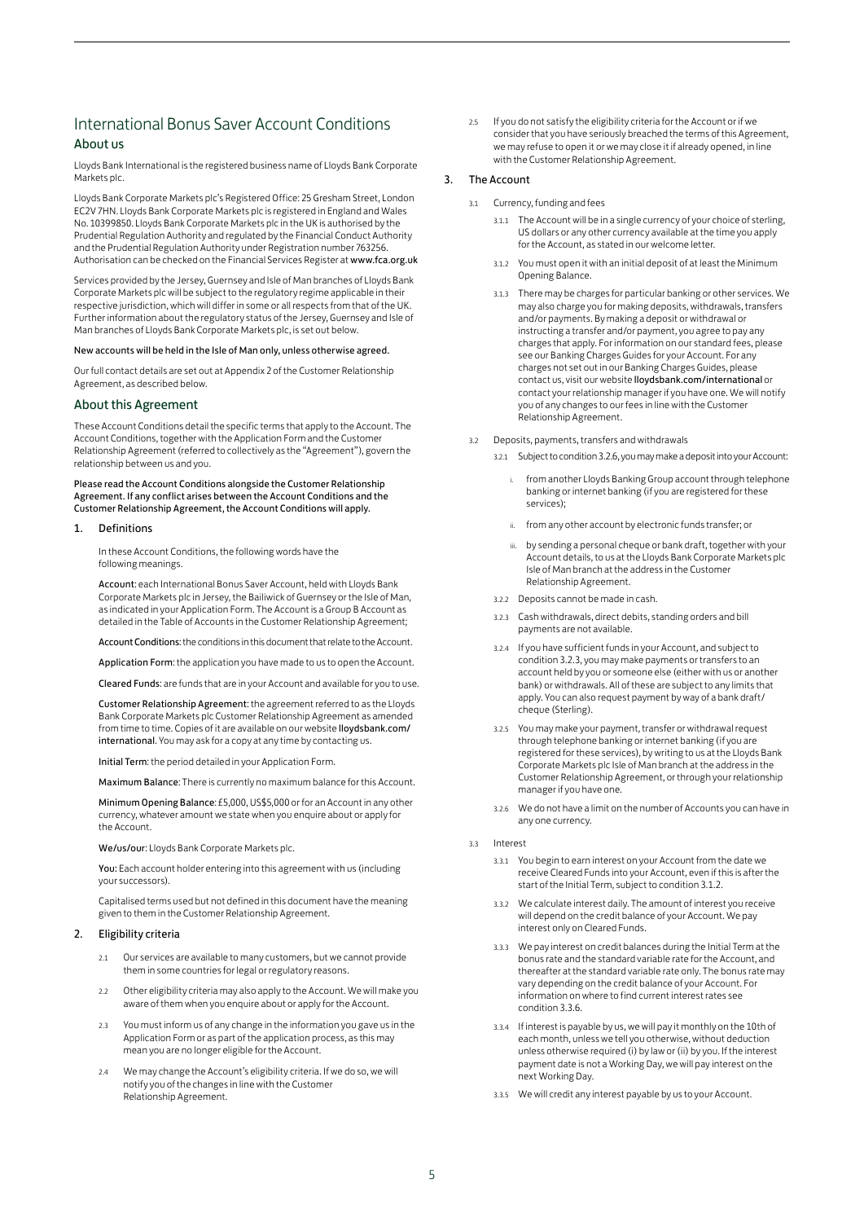# International Bonus Saver Account Conditions

## About us

Lloyds Bank International is the registered business name of Lloyds Bank Corporate Markets plc.

Lloyds Bank Corporate Markets plc's Registered Office: 25 Gresham Street, London EC2V 7HN. Lloyds Bank Corporate Markets plc is registered in England and Wales No. 10399850. Lloyds Bank Corporate Markets plc in the UK is authorised by the Prudential Regulation Authority and regulated by the Financial Conduct Authority and the Prudential Regulation Authority under Registration number 763256. Authorisation can be checked on the Financial Services Register at **www.fca.org.uk**

Services provided by the Jersey, Guernsey and Isle of Man branches of Lloyds Bank Corporate Markets plc will be subject to the regulatory regime applicable in their respective jurisdiction, which will differ in some or all respects from that of the UK. Further information about the regulatory status of the Jersey, Guernsey and Isle of Man branches of Lloyds Bank Corporate Markets plc, is set out below.

**New accounts will be held in the Isle of Man only, unless otherwise agreed.**

Our full contact details are set out at Appendix 2 of the Customer Relationship Agreement, as described below.

## About this Agreement

These Account Conditions detail the specific terms that apply to the Account. The Account Conditions, together with the Application Form and the Customer Relationship Agreement (referred to collectively as the "Agreement"), govern the relationship between us and you.

**Please read the Account Conditions alongside the Customer Relationship Agreement. If any conflict arises between the Account Conditions and the Customer Relationship Agreement, the Account Conditions will apply.**

### 1. Definitions

In these Account Conditions, the following words have the following meanings.

**Account**: each International Bonus Saver Account, held with Lloyds Bank Corporate Markets plc in Jersey, the Bailiwick of Guernsey or the Isle of Man, as indicated in your Application Form. The Account is a Group B Account as detailed in the Table of Accounts in the Customer Relationship Agreement;

**Account Conditions**: the conditions in this document that relate to the Account.

**Application Form**: the application you have made to us to open the Account.

**Cleared Funds**: are funds that are in your Account and available for you to use.

**Customer Relationship Agreement**: the agreement referred to as the Lloyds Bank Corporate Markets plc Customer Relationship Agreement as amended from time to time. Copies of it are available on our website **lloydsbank.com/international**. You may ask for a copy at any time by contacting us.

**Initial Term**: the period detailed in your Application Form.

**Maximum Balance**: There is currently no maximum balance for this Account.

**Minimum Opening Balance**: £5,000, US$5,000 or for an Account in any other currency, whatever amount we state when you enquire about or apply for the Account.

**We/us/our**: Lloyds Bank Corporate Markets plc.

**You**: Each account holder entering into this agreement with us (including your successors).

Capitalised terms used but not defined in this document have the meaning given to them in the Customer Relationship Agreement.

### 2. Eligibility criteria

2.1 Our services are available to many customers, but we cannot provide them in some countries for legal or regulatory reasons.

2.2 Other eligibility criteria may also apply to the Account. We will make you aware of them when you enquire about or apply for the Account.

2.3 You must inform us of any change in the information you gave us in the Application Form or as part of the application process, as this may mean you are no longer eligible for the Account.

2.4 We may change the Account's eligibility criteria. If we do so, we will notify you of the changes in line with the Customer Relationship Agreement.

2.5 If you do not satisfy the eligibility criteria for the Account or if we consider that you have seriously breached the terms of this Agreement, we may refuse to open it or we may close it if already opened, in line with the Customer Relationship Agreement.

### 3. The Account

3.1 Currency, funding and fees

3.1.1 The Account will be in a single currency of your choice of sterling, US dollars or any other currency available at the time you apply for the Account, as stated in our welcome letter.

3.1.2 You must open it with an initial deposit of at least the Minimum Opening Balance.

3.1.3 There may be charges for particular banking or other services. We may also charge you for making deposits, withdrawals, transfers and/or payments. By making a deposit or withdrawal or instructing a transfer and/or payment, you agree to pay any charges that apply. For information on our standard fees, please see our Banking Charges Guides for your Account. For any charges not set out in our Banking Charges Guides, please contact us, visit our website **lloydsbank.com/international** or contact your relationship manager if you have one. We will notify you of any changes to our fees in line with the Customer Relationship Agreement.

3.2 Deposits, payments, transfers and withdrawals

3.2.1 Subject to condition 3.2.6, you may make a deposit into your Account:

i. from another Lloyds Banking Group account through telephone banking or internet banking (if you are registered for these services);

ii. from any other account by electronic funds transfer; or

iii. by sending a personal cheque or bank draft, together with your Account details, to us at the Lloyds Bank Corporate Markets plc Isle of Man branch at the address in the Customer Relationship Agreement.

3.2.2 Deposits cannot be made in cash.

3.2.3 Cash withdrawals, direct debits, standing orders and bill payments are not available.

3.2.4 If you have sufficient funds in your Account, and subject to condition 3.2.3, you may make payments or transfers to an account held by you or someone else (either with us or another bank) or withdrawals. All of these are subject to any limits that apply. You can also request payment by way of a bank draft/cheque (Sterling).

3.2.5 You may make your payment, transfer or withdrawal request through telephone banking or internet banking (if you are registered for these services), by writing to us at the Lloyds Bank Corporate Markets plc Isle of Man branch at the address in the Customer Relationship Agreement, or through your relationship manager if you have one.

3.2.6 We do not have a limit on the number of Accounts you can have in any one currency.

3.3 Interest

3.3.1 You begin to earn interest on your Account from the date we receive Cleared Funds into your Account, even if this is after the start of the Initial Term, subject to condition 3.1.2.

3.3.2 We calculate interest daily. The amount of interest you receive will depend on the credit balance of your Account. We pay interest only on Cleared Funds.

3.3.3 We pay interest on credit balances during the Initial Term at the bonus rate and the standard variable rate for the Account, and thereafter at the standard variable rate only. The bonus rate may vary depending on the credit balance of your Account. For information on where to find current interest rates see condition 3.3.6.

3.3.4 If interest is payable by us, we will pay it monthly on the 10th of each month, unless we tell you otherwise, without deduction unless otherwise required (i) by law or (ii) by you. If the interest payment date is not a Working Day, we will pay interest on the next Working Day.

3.3.5 We will credit any interest payable by us to your Account.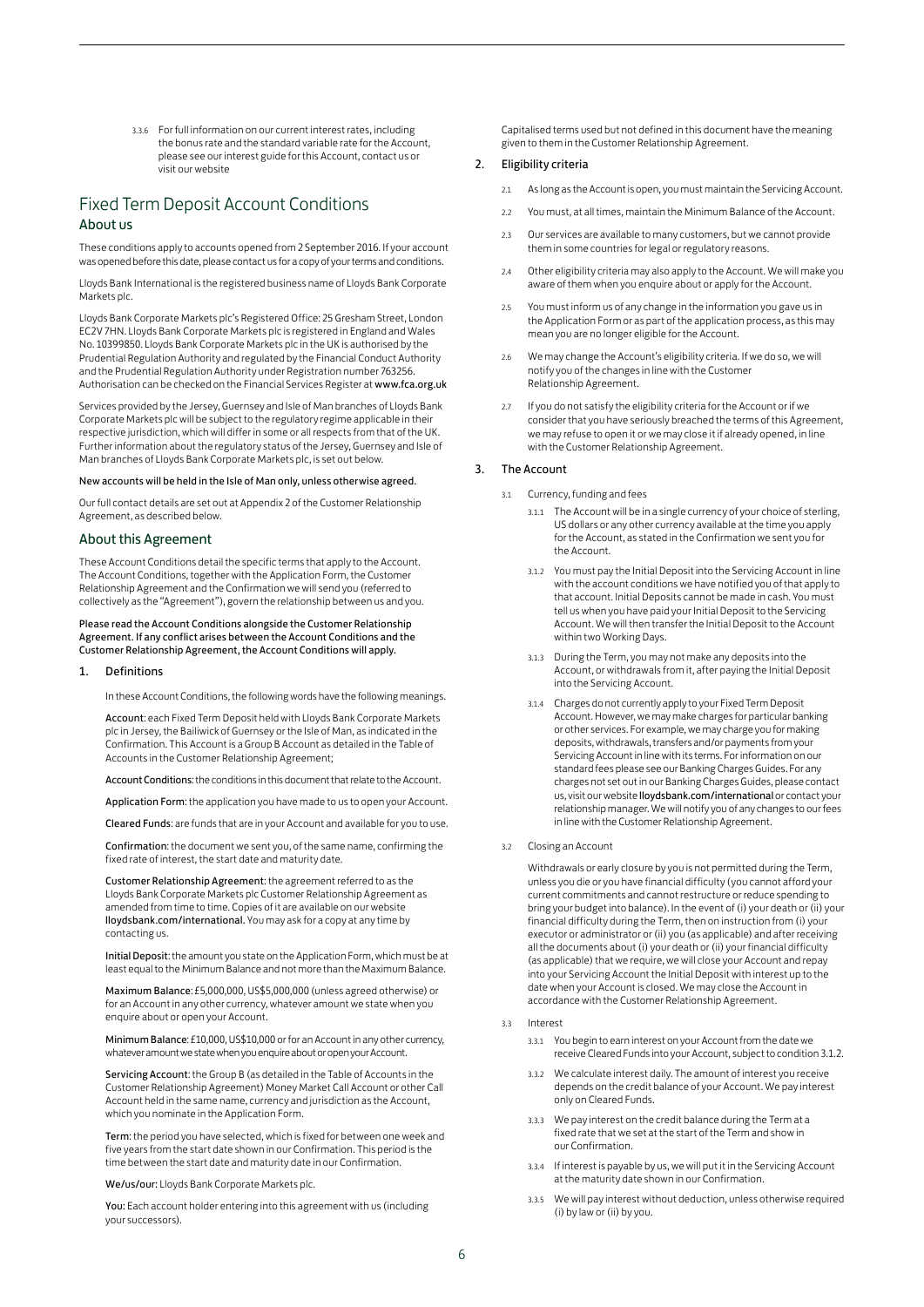3.3.6 For full information on our current interest rates, including the bonus rate and the standard variable rate for the Account, please see our interest guide for this Account, contact us or visit our website

# Fixed Term Deposit Account Conditions

## About us

These conditions apply to accounts opened from 2 September 2016. If your account was opened before this date, please contact us for a copy of your terms and conditions.

Lloyds Bank International is the registered business name of Lloyds Bank Corporate Markets plc.

Lloyds Bank Corporate Markets plc's Registered Office: 25 Gresham Street, London EC2V 7HN. Lloyds Bank Corporate Markets plc is registered in England and Wales No. 10399850. Lloyds Bank Corporate Markets plc in the UK is authorised by the Prudential Regulation Authority and regulated by the Financial Conduct Authority and the Prudential Regulation Authority under Registration number 763256. Authorisation can be checked on the Financial Services Register at **www.fca.org.uk**

Services provided by the Jersey, Guernsey and Isle of Man branches of Lloyds Bank Corporate Markets plc will be subject to the regulatory regime applicable in their respective jurisdiction, which will differ in some or all respects from that of the UK. Further information about the regulatory status of the Jersey, Guernsey and Isle of Man branches of Lloyds Bank Corporate Markets plc, is set out below.

**New accounts will be held in the Isle of Man only, unless otherwise agreed.**

Our full contact details are set out at Appendix 2 of the Customer Relationship Agreement, as described below.

## About this Agreement

These Account Conditions detail the specific terms that apply to the Account. The Account Conditions, together with the Application Form, the Customer Relationship Agreement and the Confirmation we will send you (referred to collectively as the "Agreement"), govern the relationship between us and you.

**Please read the Account Conditions alongside the Customer Relationship Agreement. If any conflict arises between the Account Conditions and the Customer Relationship Agreement, the Account Conditions will apply.**

### 1. Definitions

In these Account Conditions, the following words have the following meanings.

**Account**: each Fixed Term Deposit held with Lloyds Bank Corporate Markets plc in Jersey, the Bailiwick of Guernsey or the Isle of Man, as indicated in the Confirmation. This Account is a Group B Account as detailed in the Table of Accounts in the Customer Relationship Agreement;

**Account Conditions**: the conditions in this document that relate to the Account.

**Application Form**: the application you have made to us to open your Account.

**Cleared Funds**: are funds that are in your Account and available for you to use.

**Confirmation**: the document we sent you, of the same name, confirming the fixed rate of interest, the start date and maturity date.

**Customer Relationship Agreement**: the agreement referred to as the Lloyds Bank Corporate Markets plc Customer Relationship Agreement as amended from time to time. Copies of it are available on our website **lloydsbank.com/international.** You may ask for a copy at any time by contacting us.

**Initial Deposit**: the amount you state on the Application Form, which must be at least equal to the Minimum Balance and not more than the Maximum Balance.

**Maximum Balance**: £5,000,000, US$5,000,000 (unless agreed otherwise) or for an Account in any other currency, whatever amount we state when you enquire about or open your Account.

**Minimum Balance**: £10,000, US$10,000 or for an Account in any other currency, whatever amount we state when you enquire about or open your Account.

**Servicing Account**: the Group B (as detailed in the Table of Accounts in the Customer Relationship Agreement) Money Market Call Account or other Call Account held in the same name, currency and jurisdiction as the Account, which you nominate in the Application Form.

**Term**: the period you have selected, which is fixed for between one week and five years from the start date shown in our Confirmation. This period is the time between the start date and maturity date in our Confirmation.

**We/us/our:** Lloyds Bank Corporate Markets plc.

**You:** Each account holder entering into this agreement with us (including your successors).

Capitalised terms used but not defined in this document have the meaning given to them in the Customer Relationship Agreement.

### 2. Eligibility criteria

2.1 As long as the Account is open, you must maintain the Servicing Account.

2.2 You must, at all times, maintain the Minimum Balance of the Account.

2.3 Our services are available to many customers, but we cannot provide them in some countries for legal or regulatory reasons.

2.4 Other eligibility criteria may also apply to the Account. We will make you aware of them when you enquire about or apply for the Account.

2.5 You must inform us of any change in the information you gave us in the Application Form or as part of the application process, as this may mean you are no longer eligible for the Account.

2.6 We may change the Account's eligibility criteria. If we do so, we will notify you of the changes in line with the Customer Relationship Agreement.

2.7 If you do not satisfy the eligibility criteria for the Account or if we consider that you have seriously breached the terms of this Agreement, we may refuse to open it or we may close it if already opened, in line with the Customer Relationship Agreement.

### 3. The Account

3.1 Currency, funding and fees

3.1.1 The Account will be in a single currency of your choice of sterling, US dollars or any other currency available at the time you apply for the Account, as stated in the Confirmation we sent you for the Account.

3.1.2 You must pay the Initial Deposit into the Servicing Account in line with the account conditions we have notified you of that apply to that account. Initial Deposits cannot be made in cash. You must tell us when you have paid your Initial Deposit to the Servicing Account. We will then transfer the Initial Deposit to the Account within two Working Days.

3.1.3 During the Term, you may not make any deposits into the Account, or withdrawals from it, after paying the Initial Deposit into the Servicing Account.

3.1.4 Charges do not currently apply to your Fixed Term Deposit Account. However, we may make charges for particular banking or other services. For example, we may charge you for making deposits, withdrawals, transfers and/or payments from your Servicing Account in line with its terms. For information on our standard fees please see our Banking Charges Guides. For any charges not set out in our Banking Charges Guides, please contact us, visit our website **lloydsbank.com/international** or contact your relationship manager. We will notify you of any changes to our fees in line with the Customer Relationship Agreement.

3.2 Closing an Account

Withdrawals or early closure by you is not permitted during the Term, unless you die or you have financial difficulty (you cannot afford your current commitments and cannot restructure or reduce spending to bring your budget into balance). In the event of (i) your death or (ii) your financial difficulty during the Term, then on instruction from (i) your executor or administrator or (ii) you (as applicable) and after receiving all the documents about (i) your death or (ii) your financial difficulty (as applicable) that we require, we will close your Account and repay into your Servicing Account the Initial Deposit with interest up to the date when your Account is closed. We may close the Account in accordance with the Customer Relationship Agreement.

3.3 Interest

3.3.1 You begin to earn interest on your Account from the date we receive Cleared Funds into your Account, subject to condition 3.1.2.

3.3.2 We calculate interest daily. The amount of interest you receive depends on the credit balance of your Account. We pay interest only on Cleared Funds.

3.3.3 We pay interest on the credit balance during the Term at a fixed rate that we set at the start of the Term and show in our Confirmation.

3.3.4 If interest is payable by us, we will put it in the Servicing Account at the maturity date shown in our Confirmation.

3.3.5 We will pay interest without deduction, unless otherwise required (i) by law or (ii) by you.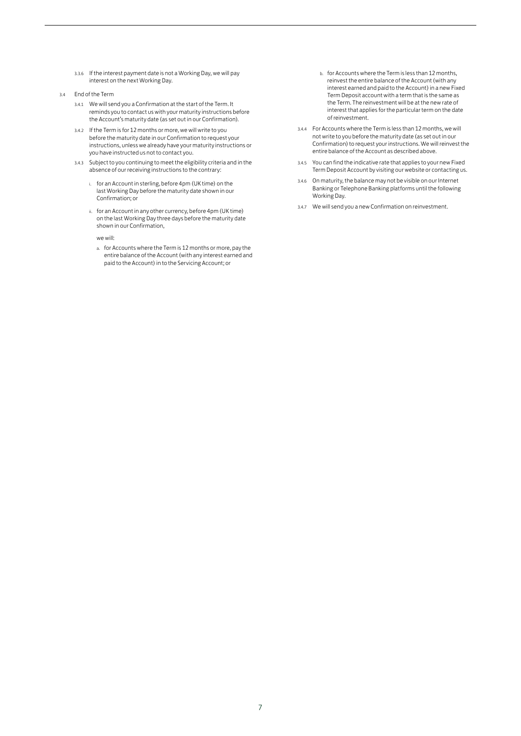3.3.6 If the interest payment date is not a Working Day, we will pay interest on the next Working Day.

3.4 End of the Term

3.4.1 We will send you a Confirmation at the start of the Term. It reminds you to contact us with your maturity instructions before the Account's maturity date (as set out in our Confirmation).

3.4.2 If the Term is for 12 months or more, we will write to you before the maturity date in our Confirmation to request your instructions, unless we already have your maturity instructions or you have instructed us not to contact you.

3.4.3 Subject to you continuing to meet the eligibility criteria and in the absence of our receiving instructions to the contrary:

i. for an Account in sterling, before 4pm (UK time) on the last Working Day before the maturity date shown in our Confirmation; or

ii. for an Account in any other currency, before 4pm (UK time) on the last Working Day three days before the maturity date shown in our Confirmation,

we will:

a. for Accounts where the Term is 12 months or more, pay the entire balance of the Account (with any interest earned and paid to the Account) in to the Servicing Account; or

b. for Accounts where the Term is less than 12 months, reinvest the entire balance of the Account (with any interest earned and paid to the Account) in a new Fixed Term Deposit account with a term that is the same as the Term. The reinvestment will be at the new rate of interest that applies for the particular term on the date of reinvestment.

3.4.4 For Accounts where the Term is less than 12 months, we will not write to you before the maturity date (as set out in our Confirmation) to request your instructions. We will reinvest the entire balance of the Account as described above.

3.4.5 You can find the indicative rate that applies to your new Fixed Term Deposit Account by visiting our website or contacting us.

3.4.6 On maturity, the balance may not be visible on our Internet Banking or Telephone Banking platforms until the following Working Day.

3.4.7 We will send you a new Confirmation on reinvestment.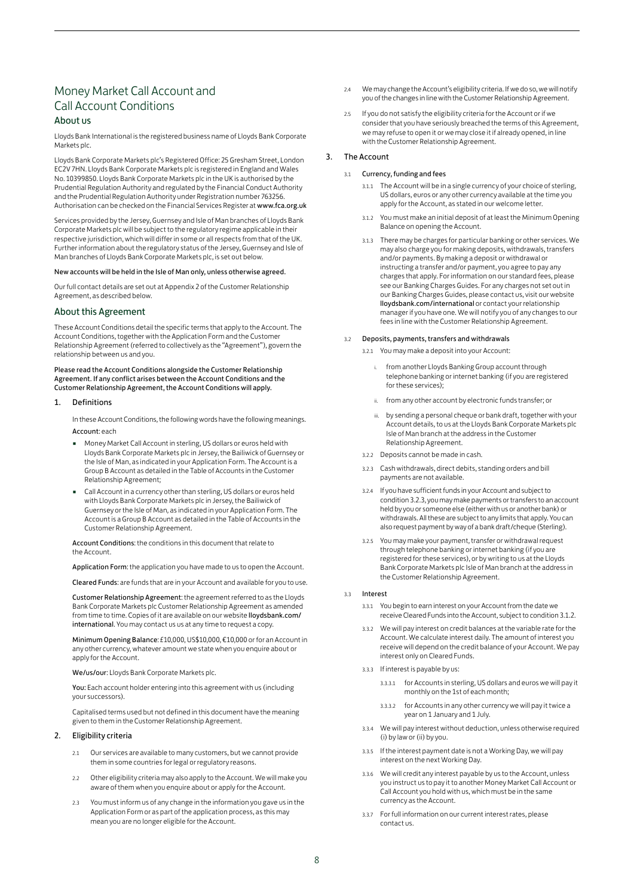# Money Market Call Account and Call Account Conditions

## About us

Lloyds Bank International is the registered business name of Lloyds Bank Corporate Markets plc.

Lloyds Bank Corporate Markets plc's Registered Office: 25 Gresham Street, London EC2V 7HN. Lloyds Bank Corporate Markets plc is registered in England and Wales No. 10399850. Lloyds Bank Corporate Markets plc in the UK is authorised by the Prudential Regulation Authority and regulated by the Financial Conduct Authority and the Prudential Regulation Authority under Registration number 763256. Authorisation can be checked on the Financial Services Register at **www.fca.org.uk**

Services provided by the Jersey, Guernsey and Isle of Man branches of Lloyds Bank Corporate Markets plc will be subject to the regulatory regime applicable in their respective jurisdiction, which will differ in some or all respects from that of the UK. Further information about the regulatory status of the Jersey, Guernsey and Isle of Man branches of Lloyds Bank Corporate Markets plc, is set out below.

**New accounts will be held in the Isle of Man only, unless otherwise agreed.**

Our full contact details are set out at Appendix 2 of the Customer Relationship Agreement, as described below.

## About this Agreement

These Account Conditions detail the specific terms that apply to the Account. The Account Conditions, together with the Application Form and the Customer Relationship Agreement (referred to collectively as the "Agreement"), govern the relationship between us and you.

**Please read the Account Conditions alongside the Customer Relationship Agreement. If any conflict arises between the Account Conditions and the Customer Relationship Agreement, the Account Conditions will apply.**

### 1. Definitions

In these Account Conditions, the following words have the following meanings.

**Account**: each

- Money Market Call Account in sterling, US dollars or euros held with Lloyds Bank Corporate Markets plc in Jersey, the Bailiwick of Guernsey or the Isle of Man, as indicated in your Application Form. The Account is a Group B Account as detailed in the Table of Accounts in the Customer Relationship Agreement;
- Call Account in a currency other than sterling, US dollars or euros held with Lloyds Bank Corporate Markets plc in Jersey, the Bailiwick of Guernsey or the Isle of Man, as indicated in your Application Form. The Account is a Group B Account as detailed in the Table of Accounts in the Customer Relationship Agreement.

**Account Conditions**: the conditions in this document that relate to the Account.

**Application Form**: the application you have made to us to open the Account.

**Cleared Funds**: are funds that are in your Account and available for you to use.

**Customer Relationship Agreement**: the agreement referred to as the Lloyds Bank Corporate Markets plc Customer Relationship Agreement as amended from time to time. Copies of it are available on our website **lloydsbank.com/international**. You may contact us us at any time to request a copy.

**Minimum Opening Balance**: £10,000, US$10,000, €10,000 or for an Account in any other currency, whatever amount we state when you enquire about or apply for the Account.

**We/us/our**: Lloyds Bank Corporate Markets plc.

**You**: Each account holder entering into this agreement with us (including your successors).

Capitalised terms used but not defined in this document have the meaning given to them in the Customer Relationship Agreement.

### 2. Eligibility criteria

2.1 Our services are available to many customers, but we cannot provide them in some countries for legal or regulatory reasons.

2.2 Other eligibility criteria may also apply to the Account. We will make you aware of them when you enquire about or apply for the Account.

2.3 You must inform us of any change in the information you gave us in the Application Form or as part of the application process, as this may mean you are no longer eligible for the Account.

2.4 We may change the Account's eligibility criteria. If we do so, we will notify you of the changes in line with the Customer Relationship Agreement.

2.5 If you do not satisfy the eligibility criteria for the Account or if we consider that you have seriously breached the terms of this Agreement, we may refuse to open it or we may close it if already opened, in line with the Customer Relationship Agreement.

### 3. The Account

#### 3.1 Currency, funding and fees

3.1.1 The Account will be in a single currency of your choice of sterling, US dollars, euros or any other currency available at the time you apply for the Account, as stated in our welcome letter.

3.1.2 You must make an initial deposit of at least the Minimum Opening Balance on opening the Account.

3.1.3 There may be charges for particular banking or other services. We may also charge you for making deposits, withdrawals, transfers and/or payments. By making a deposit or withdrawal or instructing a transfer and/or payment, you agree to pay any charges that apply. For information on our standard fees, please see our Banking Charges Guides. For any charges not set out in our Banking Charges Guides, please contact us, visit our website **lloydsbank.com/international** or contact your relationship manager if you have one. We will notify you of any changes to our fees in line with the Customer Relationship Agreement.

#### 3.2 Deposits, payments, transfers and withdrawals

3.2.1 You may make a deposit into your Account:

i. from another Lloyds Banking Group account through telephone banking or internet banking (if you are registered for these services);

ii. from any other account by electronic funds transfer; or

iii. by sending a personal cheque or bank draft, together with your Account details, to us at the Lloyds Bank Corporate Markets plc Isle of Man branch at the address in the Customer Relationship Agreement.

3.2.2 Deposits cannot be made in cash.

3.2.3 Cash withdrawals, direct debits, standing orders and bill payments are not available.

3.2.4 If you have sufficient funds in your Account and subject to condition 3.2.3, you may make payments or transfers to an account held by you or someone else (either with us or another bank) or withdrawals. All these are subject to any limits that apply. You can also request payment by way of a bank draft/cheque (Sterling).

3.2.5 You may make your payment, transfer or withdrawal request through telephone banking or internet banking (if you are registered for these services), or by writing to us at the Lloyds Bank Corporate Markets plc Isle of Man branch at the address in the Customer Relationship Agreement.

#### 3.3 Interest

3.3.1 You begin to earn interest on your Account from the date we receive Cleared Funds into the Account, subject to condition 3.1.2.

3.3.2 We will pay interest on credit balances at the variable rate for the Account. We calculate interest daily. The amount of interest you receive will depend on the credit balance of your Account. We pay interest only on Cleared Funds.

3.3.3 If interest is payable by us:

3.3.3.1 for Accounts in sterling, US dollars and euros we will pay it monthly on the 1st of each month;

3.3.3.2 for Accounts in any other currency we will pay it twice a year on 1 January and 1 July.

3.3.4 We will pay interest without deduction, unless otherwise required (i) by law or (ii) by you.

3.3.5 If the interest payment date is not a Working Day, we will pay interest on the next Working Day.

3.3.6 We will credit any interest payable by us to the Account, unless you instruct us to pay it to another Money Market Call Account or Call Account you hold with us, which must be in the same currency as the Account.

3.3.7 For full information on our current interest rates, please contact us.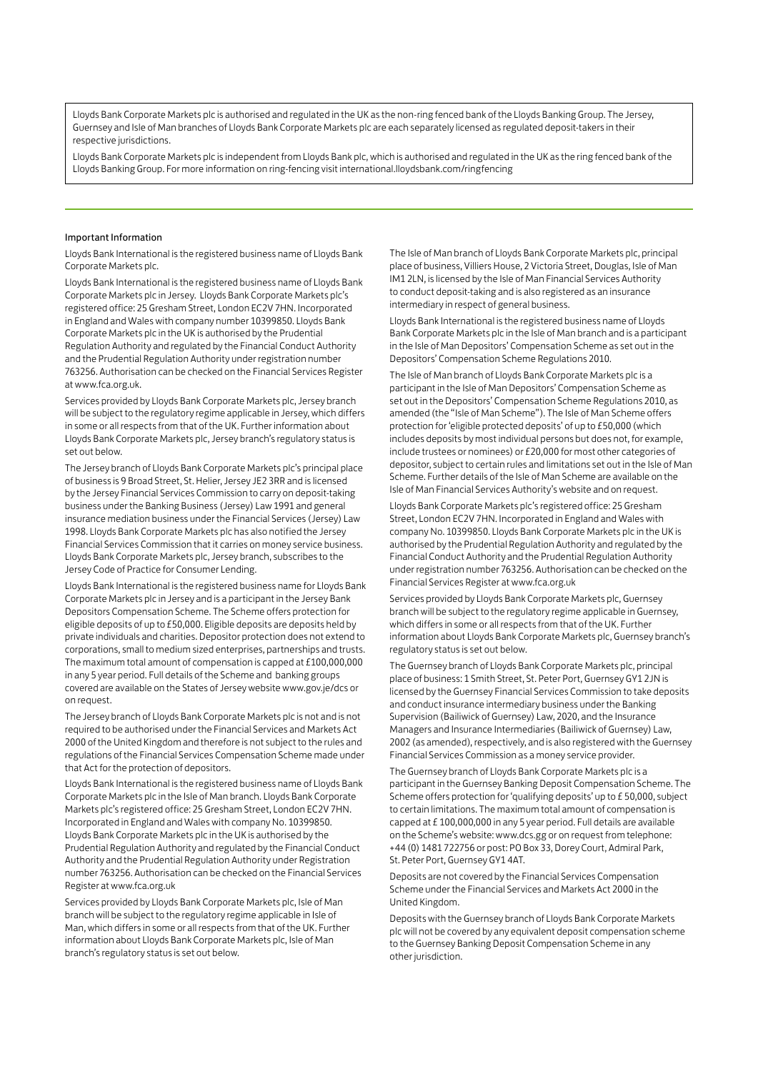Lloyds Bank Corporate Markets plc is authorised and regulated in the UK as the non-ring fenced bank of the Lloyds Banking Group. The Jersey, Guernsey and Isle of Man branches of Lloyds Bank Corporate Markets plc are each separately licensed as regulated deposit-takers in their respective jurisdictions.

Lloyds Bank Corporate Markets plc is independent from Lloyds Bank plc, which is authorised and regulated in the UK as the ring fenced bank of the Lloyds Banking Group. For more information on ring-fencing visit international.lloydsbank.com/ringfencing

## Important Information

Lloyds Bank International is the registered business name of Lloyds Bank Corporate Markets plc.

Lloyds Bank International is the registered business name of Lloyds Bank Corporate Markets plc in Jersey. Lloyds Bank Corporate Markets plc's registered office: 25 Gresham Street, London EC2V 7HN. Incorporated in England and Wales with company number 10399850. Lloyds Bank Corporate Markets plc in the UK is authorised by the Prudential Regulation Authority and regulated by the Financial Conduct Authority and the Prudential Regulation Authority under registration number 763256. Authorisation can be checked on the Financial Services Register at www.fca.org.uk.

Services provided by Lloyds Bank Corporate Markets plc, Jersey branch will be subject to the regulatory regime applicable in Jersey, which differs in some or all respects from that of the UK. Further information about Lloyds Bank Corporate Markets plc, Jersey branch's regulatory status is set out below.

The Jersey branch of Lloyds Bank Corporate Markets plc's principal place of business is 9 Broad Street, St. Helier, Jersey JE2 3RR and is licensed by the Jersey Financial Services Commission to carry on deposit-taking business under the Banking Business (Jersey) Law 1991 and general insurance mediation business under the Financial Services (Jersey) Law 1998. Lloyds Bank Corporate Markets plc has also notified the Jersey Financial Services Commission that it carries on money service business. Lloyds Bank Corporate Markets plc, Jersey branch, subscribes to the Jersey Code of Practice for Consumer Lending.

Lloyds Bank International is the registered business name for Lloyds Bank Corporate Markets plc in Jersey and is a participant in the Jersey Bank Depositors Compensation Scheme. The Scheme offers protection for eligible deposits of up to £50,000. Eligible deposits are deposits held by private individuals and charities. Depositor protection does not extend to corporations, small to medium sized enterprises, partnerships and trusts. The maximum total amount of compensation is capped at £100,000,000 in any 5 year period. Full details of the Scheme and banking groups covered are available on the States of Jersey website www.gov.je/dcs or on request.

The Jersey branch of Lloyds Bank Corporate Markets plc is not and is not required to be authorised under the Financial Services and Markets Act 2000 of the United Kingdom and therefore is not subject to the rules and regulations of the Financial Services Compensation Scheme made under that Act for the protection of depositors.

Lloyds Bank International is the registered business name of Lloyds Bank Corporate Markets plc in the Isle of Man branch. Lloyds Bank Corporate Markets plc's registered office: 25 Gresham Street, London EC2V 7HN. Incorporated in England and Wales with company No. 10399850. Lloyds Bank Corporate Markets plc in the UK is authorised by the Prudential Regulation Authority and regulated by the Financial Conduct Authority and the Prudential Regulation Authority under Registration number 763256. Authorisation can be checked on the Financial Services Register at www.fca.org.uk

Services provided by Lloyds Bank Corporate Markets plc, Isle of Man branch will be subject to the regulatory regime applicable in Isle of Man, which differs in some or all respects from that of the UK. Further information about Lloyds Bank Corporate Markets plc, Isle of Man branch's regulatory status is set out below.

The Isle of Man branch of Lloyds Bank Corporate Markets plc, principal place of business, Villiers House, 2 Victoria Street, Douglas, Isle of Man IM1 2LN, is licensed by the Isle of Man Financial Services Authority to conduct deposit-taking and is also registered as an insurance intermediary in respect of general business.

Lloyds Bank International is the registered business name of Lloyds Bank Corporate Markets plc in the Isle of Man branch and is a participant in the Isle of Man Depositors' Compensation Scheme as set out in the Depositors' Compensation Scheme Regulations 2010.

The Isle of Man branch of Lloyds Bank Corporate Markets plc is a participant in the Isle of Man Depositors' Compensation Scheme as set out in the Depositors' Compensation Scheme Regulations 2010, as amended (the "Isle of Man Scheme"). The Isle of Man Scheme offers protection for 'eligible protected deposits' of up to £50,000 (which includes deposits by most individual persons but does not, for example, include trustees or nominees) or £20,000 for most other categories of depositor, subject to certain rules and limitations set out in the Isle of Man Scheme. Further details of the Isle of Man Scheme are available on the Isle of Man Financial Services Authority's website and on request.

Lloyds Bank Corporate Markets plc's registered office: 25 Gresham Street, London EC2V 7HN. Incorporated in England and Wales with company No. 10399850. Lloyds Bank Corporate Markets plc in the UK is authorised by the Prudential Regulation Authority and regulated by the Financial Conduct Authority and the Prudential Regulation Authority under registration number 763256. Authorisation can be checked on the Financial Services Register at www.fca.org.uk

Services provided by Lloyds Bank Corporate Markets plc, Guernsey branch will be subject to the regulatory regime applicable in Guernsey, which differs in some or all respects from that of the UK. Further information about Lloyds Bank Corporate Markets plc, Guernsey branch's regulatory status is set out below.

The Guernsey branch of Lloyds Bank Corporate Markets plc, principal place of business: 1 Smith Street, St. Peter Port, Guernsey GY1 2JN is licensed by the Guernsey Financial Services Commission to take deposits and conduct insurance intermediary business under the Banking Supervision (Bailiwick of Guernsey) Law, 2020, and the Insurance Managers and Insurance Intermediaries (Bailiwick of Guernsey) Law, 2002 (as amended), respectively, and is also registered with the Guernsey Financial Services Commission as a money service provider.

The Guernsey branch of Lloyds Bank Corporate Markets plc is a participant in the Guernsey Banking Deposit Compensation Scheme. The Scheme offers protection for 'qualifying deposits' up to £ 50,000, subject to certain limitations. The maximum total amount of compensation is capped at £ 100,000,000 in any 5 year period. Full details are available on the Scheme's website: www.dcs.gg or on request from telephone: +44 (0) 1481 722756 or post: PO Box 33, Dorey Court, Admiral Park, St. Peter Port, Guernsey GY1 4AT.

Deposits are not covered by the Financial Services Compensation Scheme under the Financial Services and Markets Act 2000 in the United Kingdom.

Deposits with the Guernsey branch of Lloyds Bank Corporate Markets plc will not be covered by any equivalent deposit compensation scheme to the Guernsey Banking Deposit Compensation Scheme in any other jurisdiction.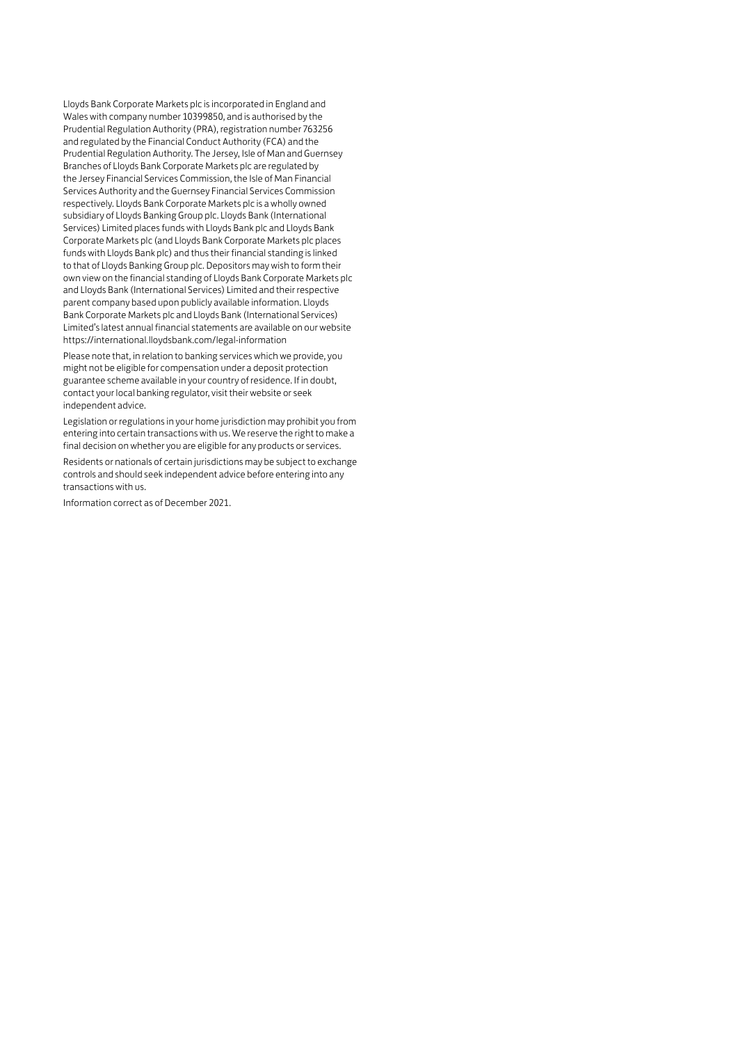Lloyds Bank Corporate Markets plc is incorporated in England and Wales with company number 10399850, and is authorised by the Prudential Regulation Authority (PRA), registration number 763256 and regulated by the Financial Conduct Authority (FCA) and the Prudential Regulation Authority. The Jersey, Isle of Man and Guernsey Branches of Lloyds Bank Corporate Markets plc are regulated by the Jersey Financial Services Commission, the Isle of Man Financial Services Authority and the Guernsey Financial Services Commission respectively. Lloyds Bank Corporate Markets plc is a wholly owned subsidiary of Lloyds Banking Group plc. Lloyds Bank (International Services) Limited places funds with Lloyds Bank plc and Lloyds Bank Corporate Markets plc (and Lloyds Bank Corporate Markets plc places funds with Lloyds Bank plc) and thus their financial standing is linked to that of Lloyds Banking Group plc. Depositors may wish to form their own view on the financial standing of Lloyds Bank Corporate Markets plc and Lloyds Bank (International Services) Limited and their respective parent company based upon publicly available information. Lloyds Bank Corporate Markets plc and Lloyds Bank (International Services) Limited's latest annual financial statements are available on our website https://international.lloydsbank.com/legal-information

Please note that, in relation to banking services which we provide, you might not be eligible for compensation under a deposit protection guarantee scheme available in your country of residence. If in doubt, contact your local banking regulator, visit their website or seek independent advice.

Legislation or regulations in your home jurisdiction may prohibit you from entering into certain transactions with us. We reserve the right to make a final decision on whether you are eligible for any products or services.

Residents or nationals of certain jurisdictions may be subject to exchange controls and should seek independent advice before entering into any transactions with us.

Information correct as of December 2021.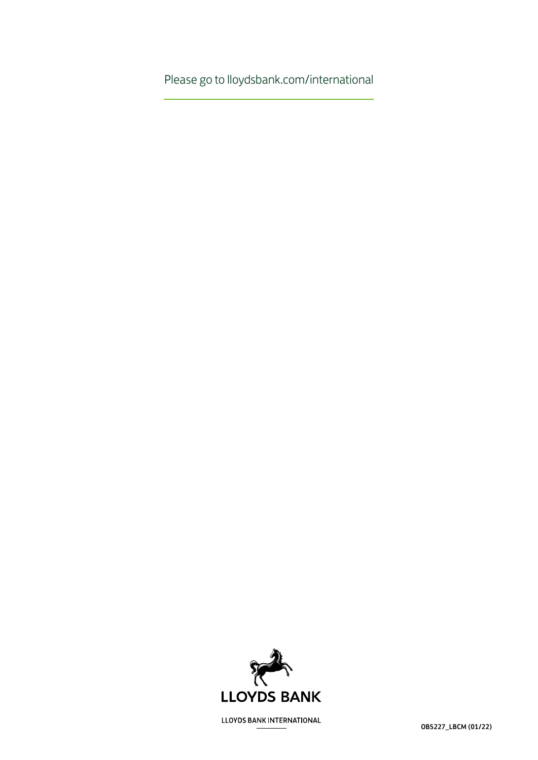Please go to lloydsbank.com/international

LLOYDS BANK

LLOYDS BANK INTERNATIONAL

OB5227_LBCM (01/22)